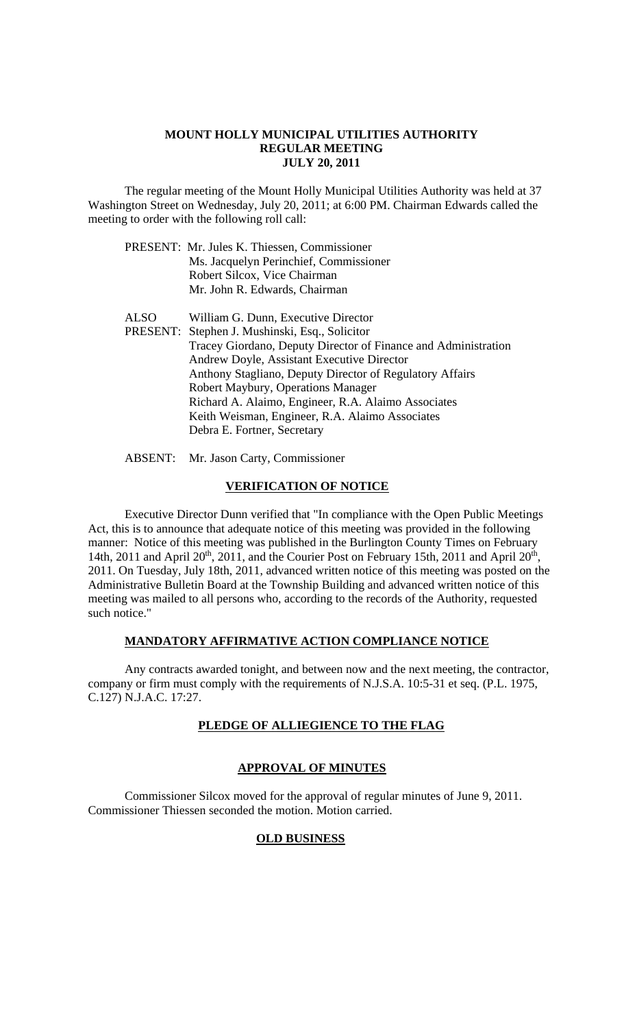# MOUNT HOLLY MUNICIPAL UTILITIES AUTHORITY
## REGULAR MEETING
## JULY 20, 2011

The regular meeting of the Mount Holly Municipal Utilities Authority was held at 37 Washington Street on Wednesday, July 20, 2011; at 6:00 PM. Chairman Edwards called the meeting to order with the following roll call:

PRESENT: Mr. Jules K. Thiessen, Commissioner
Ms. Jacquelyn Perinchief, Commissioner
Robert Silcox, Vice Chairman
Mr. John R. Edwards, Chairman

ALSO PRESENT: William G. Dunn, Executive Director
Stephen J. Mushinski, Esq., Solicitor
Tracey Giordano, Deputy Director of Finance and Administration
Andrew Doyle, Assistant Executive Director
Anthony Stagliano, Deputy Director of Regulatory Affairs
Robert Maybury, Operations Manager
Richard A. Alaimo, Engineer, R.A. Alaimo Associates
Keith Weisman, Engineer, R.A. Alaimo Associates
Debra E. Fortner, Secretary

ABSENT: Mr. Jason Carty, Commissioner

## VERIFICATION OF NOTICE

Executive Director Dunn verified that "In compliance with the Open Public Meetings Act, this is to announce that adequate notice of this meeting was provided in the following manner: Notice of this meeting was published in the Burlington County Times on February 14th, 2011 and April 20th, 2011, and the Courier Post on February 15th, 2011 and April 20th, 2011. On Tuesday, July 18th, 2011, advanced written notice of this meeting was posted on the Administrative Bulletin Board at the Township Building and advanced written notice of this meeting was mailed to all persons who, according to the records of the Authority, requested such notice."

## MANDATORY AFFIRMATIVE ACTION COMPLIANCE NOTICE

Any contracts awarded tonight, and between now and the next meeting, the contractor, company or firm must comply with the requirements of N.J.S.A. 10:5-31 et seq. (P.L. 1975, C.127) N.J.A.C. 17:27.

## PLEDGE OF ALLIEGIENCE TO THE FLAG

## APPROVAL OF MINUTES

Commissioner Silcox moved for the approval of regular minutes of June 9, 2011. Commissioner Thiessen seconded the motion. Motion carried.

## OLD BUSINESS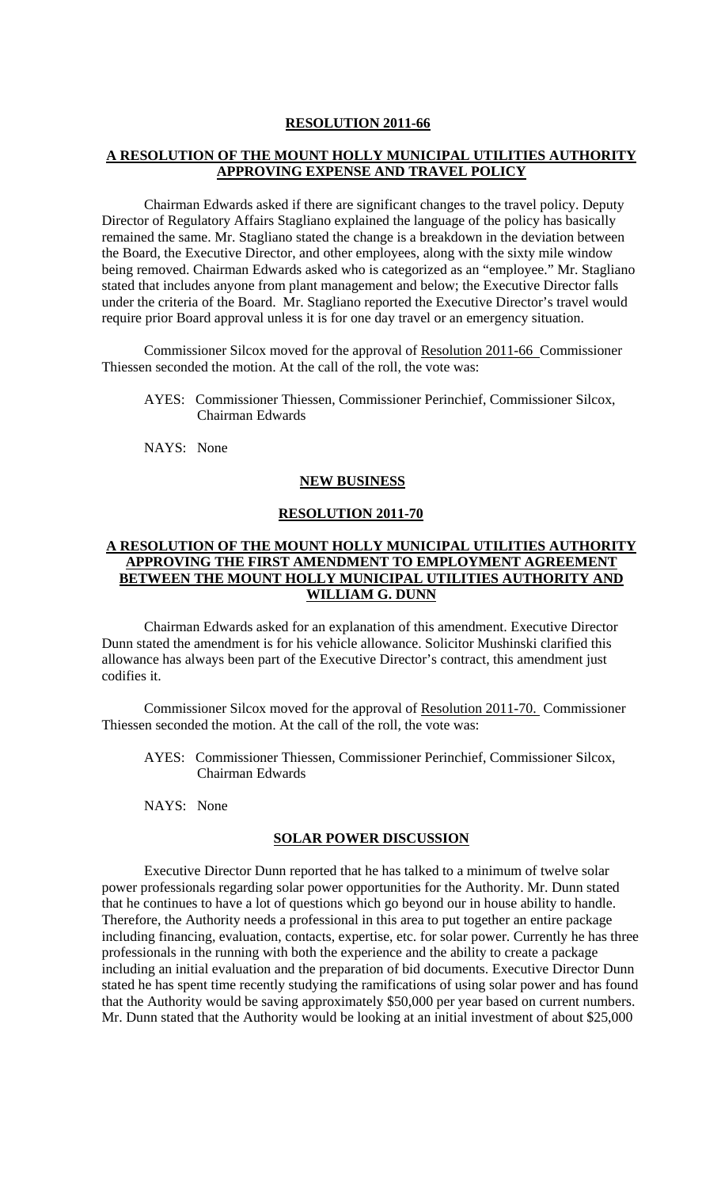**RESOLUTION 2011-66**

**A RESOLUTION OF THE MOUNT HOLLY MUNICIPAL UTILITIES AUTHORITY APPROVING EXPENSE AND TRAVEL POLICY**

Chairman Edwards asked if there are significant changes to the travel policy. Deputy Director of Regulatory Affairs Stagliano explained the language of the policy has basically remained the same. Mr. Stagliano stated the change is a breakdown in the deviation between the Board, the Executive Director, and other employees, along with the sixty mile window being removed. Chairman Edwards asked who is categorized as an "employee." Mr. Stagliano stated that includes anyone from plant management and below; the Executive Director falls under the criteria of the Board. Mr. Stagliano reported the Executive Director's travel would require prior Board approval unless it is for one day travel or an emergency situation.

Commissioner Silcox moved for the approval of Resolution 2011-66 Commissioner Thiessen seconded the motion. At the call of the roll, the vote was:

AYES: Commissioner Thiessen, Commissioner Perinchief, Commissioner Silcox, Chairman Edwards

NAYS: None

**NEW BUSINESS**

**RESOLUTION 2011-70**

**A RESOLUTION OF THE MOUNT HOLLY MUNICIPAL UTILITIES AUTHORITY APPROVING THE FIRST AMENDMENT TO EMPLOYMENT AGREEMENT BETWEEN THE MOUNT HOLLY MUNICIPAL UTILITIES AUTHORITY AND WILLIAM G. DUNN**

Chairman Edwards asked for an explanation of this amendment. Executive Director Dunn stated the amendment is for his vehicle allowance. Solicitor Mushinski clarified this allowance has always been part of the Executive Director's contract, this amendment just codifies it.

Commissioner Silcox moved for the approval of Resolution 2011-70. Commissioner Thiessen seconded the motion. At the call of the roll, the vote was:

AYES: Commissioner Thiessen, Commissioner Perinchief, Commissioner Silcox, Chairman Edwards

NAYS: None

**SOLAR POWER DISCUSSION**

Executive Director Dunn reported that he has talked to a minimum of twelve solar power professionals regarding solar power opportunities for the Authority. Mr. Dunn stated that he continues to have a lot of questions which go beyond our in house ability to handle. Therefore, the Authority needs a professional in this area to put together an entire package including financing, evaluation, contacts, expertise, etc. for solar power. Currently he has three professionals in the running with both the experience and the ability to create a package including an initial evaluation and the preparation of bid documents. Executive Director Dunn stated he has spent time recently studying the ramifications of using solar power and has found that the Authority would be saving approximately $50,000 per year based on current numbers. Mr. Dunn stated that the Authority would be looking at an initial investment of about $25,000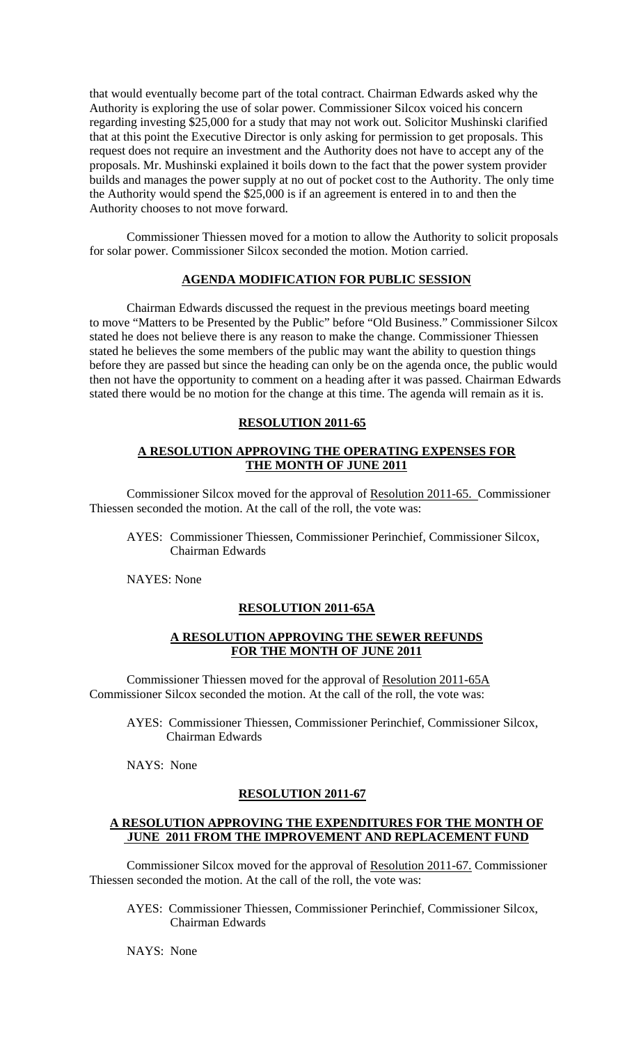that would eventually become part of the total contract. Chairman Edwards asked why the Authority is exploring the use of solar power. Commissioner Silcox voiced his concern regarding investing $25,000 for a study that may not work out. Solicitor Mushinski clarified that at this point the Executive Director is only asking for permission to get proposals. This request does not require an investment and the Authority does not have to accept any of the proposals. Mr. Mushinski explained it boils down to the fact that the power system provider builds and manages the power supply at no out of pocket cost to the Authority. The only time the Authority would spend the $25,000 is if an agreement is entered in to and then the Authority chooses to not move forward.

Commissioner Thiessen moved for a motion to allow the Authority to solicit proposals for solar power. Commissioner Silcox seconded the motion. Motion carried.

**AGENDA MODIFICATION FOR PUBLIC SESSION**

Chairman Edwards discussed the request in the previous meetings board meeting to move "Matters to be Presented by the Public" before "Old Business." Commissioner Silcox stated he does not believe there is any reason to make the change. Commissioner Thiessen stated he believes the some members of the public may want the ability to question things before they are passed but since the heading can only be on the agenda once, the public would then not have the opportunity to comment on a heading after it was passed. Chairman Edwards stated there would be no motion for the change at this time. The agenda will remain as it is.

**RESOLUTION 2011-65**

**A RESOLUTION APPROVING THE OPERATING EXPENSES FOR THE MONTH OF JUNE 2011**

Commissioner Silcox moved for the approval of Resolution 2011-65. Commissioner Thiessen seconded the motion. At the call of the roll, the vote was:

AYES: Commissioner Thiessen, Commissioner Perinchief, Commissioner Silcox, Chairman Edwards

NAYES: None

**RESOLUTION 2011-65A**

**A RESOLUTION APPROVING THE SEWER REFUNDS FOR THE MONTH OF JUNE 2011**

Commissioner Thiessen moved for the approval of Resolution 2011-65A Commissioner Silcox seconded the motion. At the call of the roll, the vote was:

AYES: Commissioner Thiessen, Commissioner Perinchief, Commissioner Silcox, Chairman Edwards

NAYS: None

**RESOLUTION 2011-67**

**A RESOLUTION APPROVING THE EXPENDITURES FOR THE MONTH OF JUNE 2011 FROM THE IMPROVEMENT AND REPLACEMENT FUND**

Commissioner Silcox moved for the approval of Resolution 2011-67. Commissioner Thiessen seconded the motion. At the call of the roll, the vote was:

AYES: Commissioner Thiessen, Commissioner Perinchief, Commissioner Silcox, Chairman Edwards

NAYS: None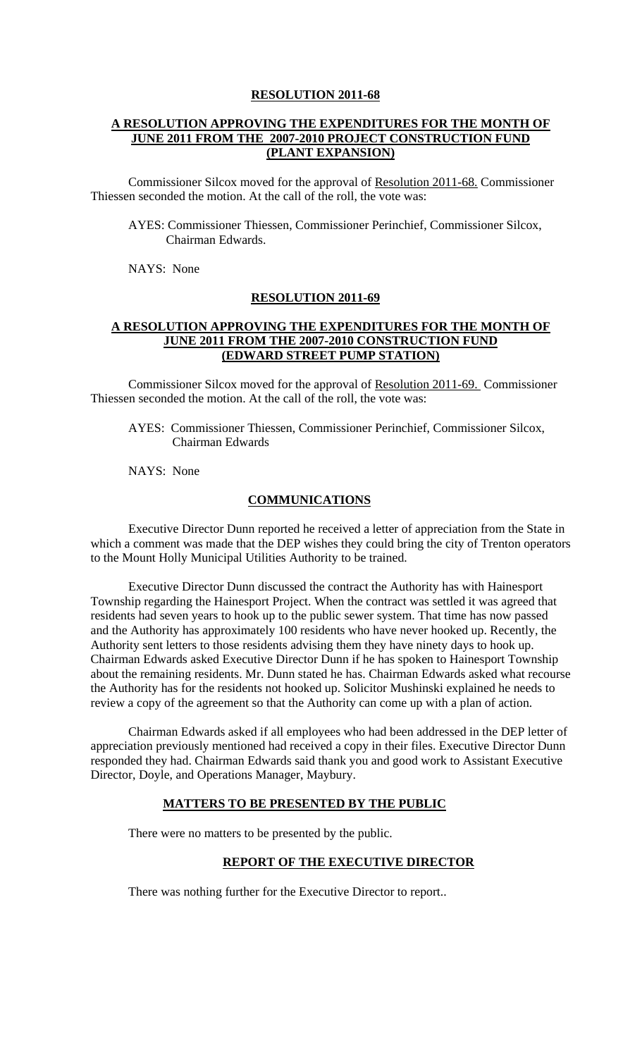**RESOLUTION 2011-68**

**A RESOLUTION APPROVING THE EXPENDITURES FOR THE MONTH OF JUNE 2011 FROM THE 2007-2010 PROJECT CONSTRUCTION FUND (PLANT EXPANSION)**

Commissioner Silcox moved for the approval of Resolution 2011-68. Commissioner Thiessen seconded the motion. At the call of the roll, the vote was:

AYES: Commissioner Thiessen, Commissioner Perinchief, Commissioner Silcox, Chairman Edwards.

NAYS: None

**RESOLUTION 2011-69**

**A RESOLUTION APPROVING THE EXPENDITURES FOR THE MONTH OF JUNE 2011 FROM THE 2007-2010 CONSTRUCTION FUND (EDWARD STREET PUMP STATION)**

Commissioner Silcox moved for the approval of Resolution 2011-69. Commissioner Thiessen seconded the motion. At the call of the roll, the vote was:

AYES: Commissioner Thiessen, Commissioner Perinchief, Commissioner Silcox, Chairman Edwards

NAYS: None

**COMMUNICATIONS**

Executive Director Dunn reported he received a letter of appreciation from the State in which a comment was made that the DEP wishes they could bring the city of Trenton operators to the Mount Holly Municipal Utilities Authority to be trained.

Executive Director Dunn discussed the contract the Authority has with Hainesport Township regarding the Hainesport Project. When the contract was settled it was agreed that residents had seven years to hook up to the public sewer system. That time has now passed and the Authority has approximately 100 residents who have never hooked up. Recently, the Authority sent letters to those residents advising them they have ninety days to hook up. Chairman Edwards asked Executive Director Dunn if he has spoken to Hainesport Township about the remaining residents. Mr. Dunn stated he has. Chairman Edwards asked what recourse the Authority has for the residents not hooked up. Solicitor Mushinski explained he needs to review a copy of the agreement so that the Authority can come up with a plan of action.

Chairman Edwards asked if all employees who had been addressed in the DEP letter of appreciation previously mentioned had received a copy in their files. Executive Director Dunn responded they had. Chairman Edwards said thank you and good work to Assistant Executive Director, Doyle, and Operations Manager, Maybury.

**MATTERS TO BE PRESENTED BY THE PUBLIC**

There were no matters to be presented by the public.

**REPORT OF THE EXECUTIVE DIRECTOR**

There was nothing further for the Executive Director to report..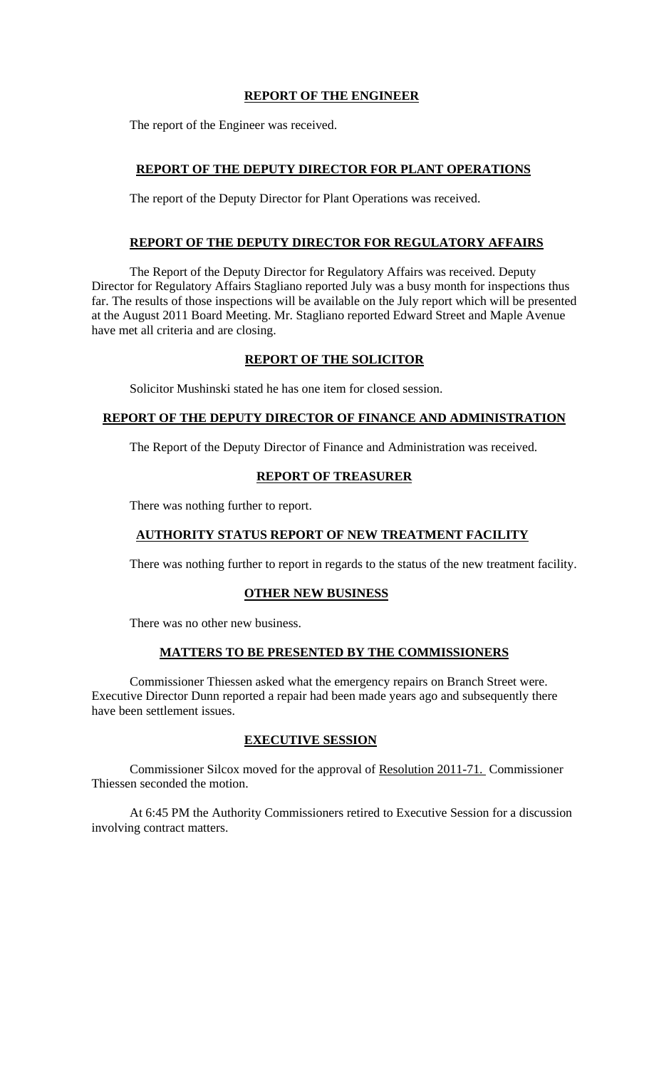## REPORT OF THE ENGINEER

The report of the Engineer was received.

## REPORT OF THE DEPUTY DIRECTOR FOR PLANT OPERATIONS

The report of the Deputy Director for Plant Operations was received.

## REPORT OF THE DEPUTY DIRECTOR FOR REGULATORY AFFAIRS

The Report of the Deputy Director for Regulatory Affairs was received. Deputy Director for Regulatory Affairs Stagliano reported July was a busy month for inspections thus far. The results of those inspections will be available on the July report which will be presented at the August 2011 Board Meeting. Mr. Stagliano reported Edward Street and Maple Avenue have met all criteria and are closing.

## REPORT OF THE SOLICITOR

Solicitor Mushinski stated he has one item for closed session.

## REPORT OF THE DEPUTY DIRECTOR OF FINANCE AND ADMINISTRATION

The Report of the Deputy Director of Finance and Administration was received.

## REPORT OF TREASURER

There was nothing further to report.

## AUTHORITY STATUS REPORT OF NEW TREATMENT FACILITY

There was nothing further to report in regards to the status of the new treatment facility.

## OTHER NEW BUSINESS

There was no other new business.

## MATTERS TO BE PRESENTED BY THE COMMISSIONERS

Commissioner Thiessen asked what the emergency repairs on Branch Street were. Executive Director Dunn reported a repair had been made years ago and subsequently there have been settlement issues.

## EXECUTIVE SESSION

Commissioner Silcox moved for the approval of Resolution 2011-71. Commissioner Thiessen seconded the motion.

At 6:45 PM the Authority Commissioners retired to Executive Session for a discussion involving contract matters.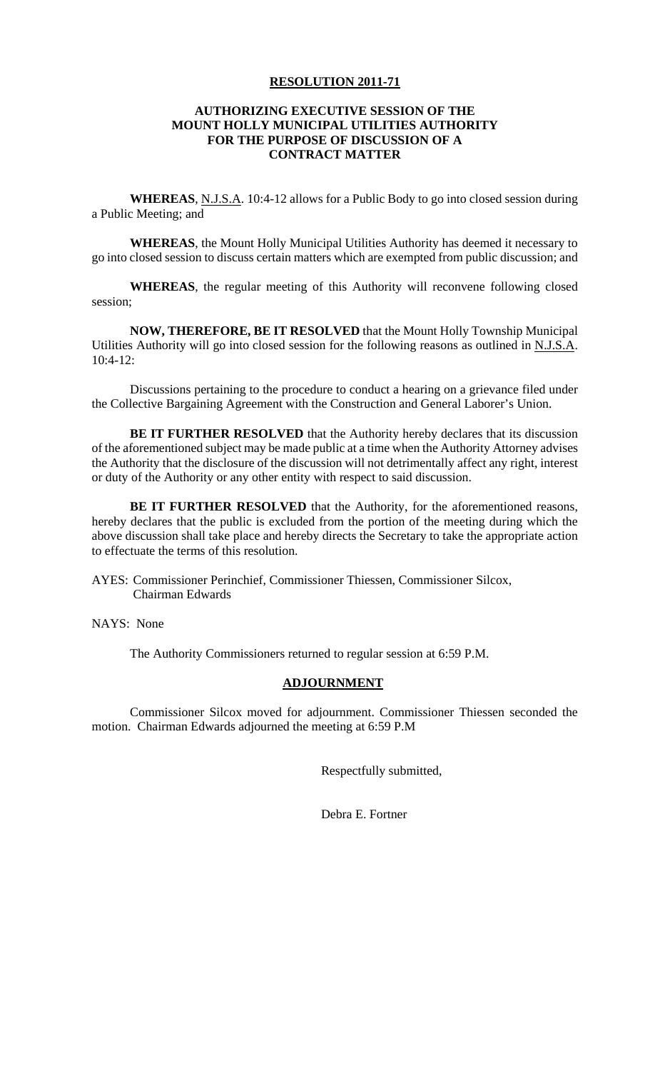## RESOLUTION 2011-71

### AUTHORIZING EXECUTIVE SESSION OF THE MOUNT HOLLY MUNICIPAL UTILITIES AUTHORITY FOR THE PURPOSE OF DISCUSSION OF A CONTRACT MATTER

**WHEREAS**, N.J.S.A. 10:4-12 allows for a Public Body to go into closed session during a Public Meeting; and

**WHEREAS**, the Mount Holly Municipal Utilities Authority has deemed it necessary to go into closed session to discuss certain matters which are exempted from public discussion; and

**WHEREAS**, the regular meeting of this Authority will reconvene following closed session;

**NOW, THEREFORE, BE IT RESOLVED** that the Mount Holly Township Municipal Utilities Authority will go into closed session for the following reasons as outlined in N.J.S.A. 10:4-12:

Discussions pertaining to the procedure to conduct a hearing on a grievance filed under the Collective Bargaining Agreement with the Construction and General Laborer's Union.

**BE IT FURTHER RESOLVED** that the Authority hereby declares that its discussion of the aforementioned subject may be made public at a time when the Authority Attorney advises the Authority that the disclosure of the discussion will not detrimentally affect any right, interest or duty of the Authority or any other entity with respect to said discussion.

**BE IT FURTHER RESOLVED** that the Authority, for the aforementioned reasons, hereby declares that the public is excluded from the portion of the meeting during which the above discussion shall take place and hereby directs the Secretary to take the appropriate action to effectuate the terms of this resolution.

AYES: Commissioner Perinchief, Commissioner Thiessen, Commissioner Silcox, Chairman Edwards

NAYS: None

The Authority Commissioners returned to regular session at 6:59 P.M.

### ADJOURNMENT

Commissioner Silcox moved for adjournment. Commissioner Thiessen seconded the motion. Chairman Edwards adjourned the meeting at 6:59 P.M

Respectfully submitted,

Debra E. Fortner